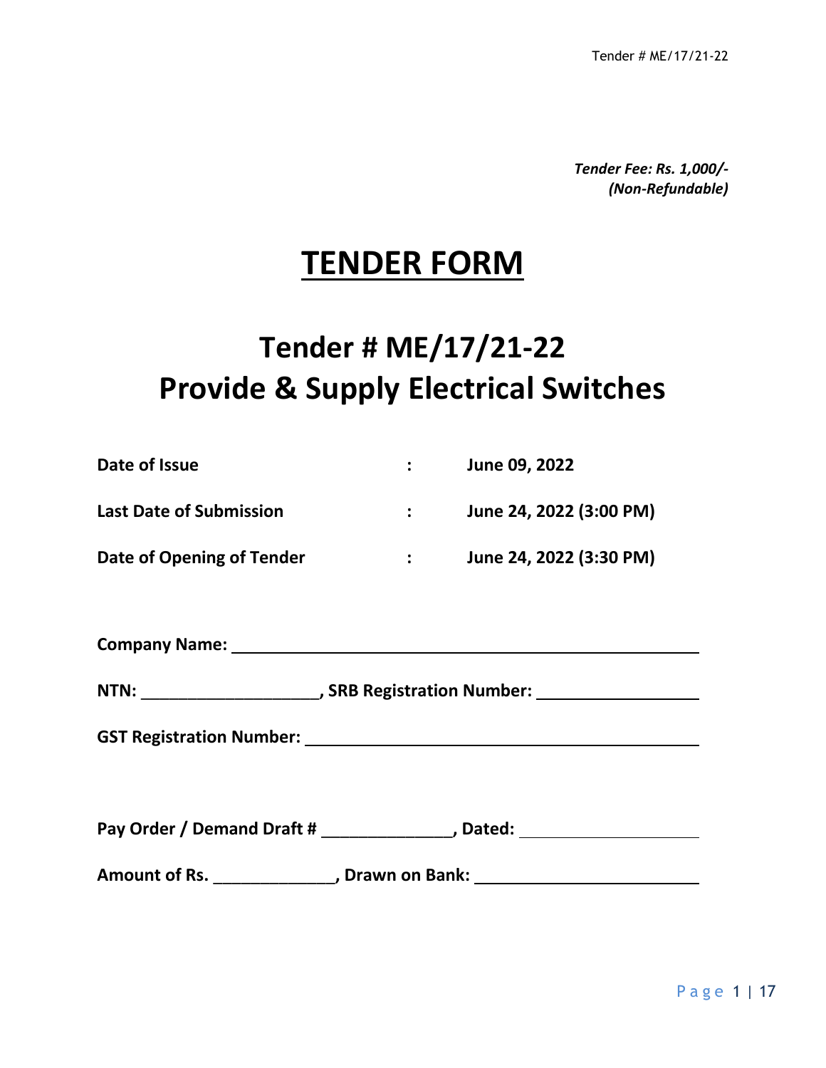*Tender Fee: Rs. 1,000/-*
*(Non-Refundable)*

# TENDER FORM

## Tender # ME/17/21-22
## Provide & Supply Electrical Switches

| | | |
|---|---|---|
| **Date of Issue** | **:** | **June 09, 2022** |
| **Last Date of Submission** | **:** | **June 24, 2022 (3:00 PM)** |
| **Date of Opening of Tender** | **:** | **June 24, 2022 (3:30 PM)** |

**Company Name:** ____________________________________________

**NTN:** ___________________, **SRB Registration Number:** _________________

**GST Registration Number:** ___________________________________

**Pay Order / Demand Draft #** ______________, **Dated:** ___________________

**Amount of Rs.** _____________, **Drawn on Bank:** _______________________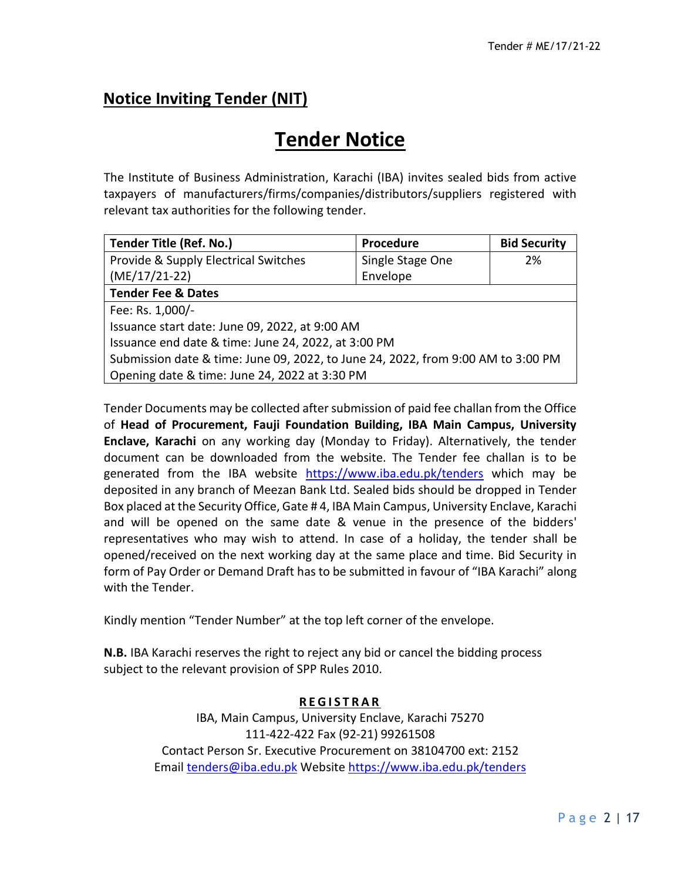Tender # ME/17/21-22

## Notice Inviting Tender (NIT)

# Tender Notice

The Institute of Business Administration, Karachi (IBA) invites sealed bids from active taxpayers of manufacturers/firms/companies/distributors/suppliers registered with relevant tax authorities for the following tender.

| Tender Title (Ref. No.) | Procedure | Bid Security |
|---|---|---|
| Provide & Supply Electrical Switches (ME/17/21-22) | Single Stage One Envelope | 2% |
| **Tender Fee & Dates** | | |
| Fee: Rs. 1,000/-<br>Issuance start date: June 09, 2022, at 9:00 AM<br>Issuance end date & time: June 24, 2022, at 3:00 PM<br>Submission date & time: June 09, 2022, to June 24, 2022, from 9:00 AM to 3:00 PM<br>Opening date & time: June 24, 2022 at 3:30 PM | | |

Tender Documents may be collected after submission of paid fee challan from the Office of **Head of Procurement, Fauji Foundation Building, IBA Main Campus, University Enclave, Karachi** on any working day (Monday to Friday). Alternatively, the tender document can be downloaded from the website. The Tender fee challan is to be generated from the IBA website https://www.iba.edu.pk/tenders which may be deposited in any branch of Meezan Bank Ltd. Sealed bids should be dropped in Tender Box placed at the Security Office, Gate # 4, IBA Main Campus, University Enclave, Karachi and will be opened on the same date & venue in the presence of the bidders' representatives who may wish to attend. In case of a holiday, the tender shall be opened/received on the next working day at the same place and time. Bid Security in form of Pay Order or Demand Draft has to be submitted in favour of "IBA Karachi" along with the Tender.

Kindly mention "Tender Number" at the top left corner of the envelope.

**N.B.** IBA Karachi reserves the right to reject any bid or cancel the bidding process subject to the relevant provision of SPP Rules 2010.

**REGISTRAR**

IBA, Main Campus, University Enclave, Karachi 75270
111-422-422 Fax (92-21) 99261508
Contact Person Sr. Executive Procurement on 38104700 ext: 2152
Email tenders@iba.edu.pk Website https://www.iba.edu.pk/tenders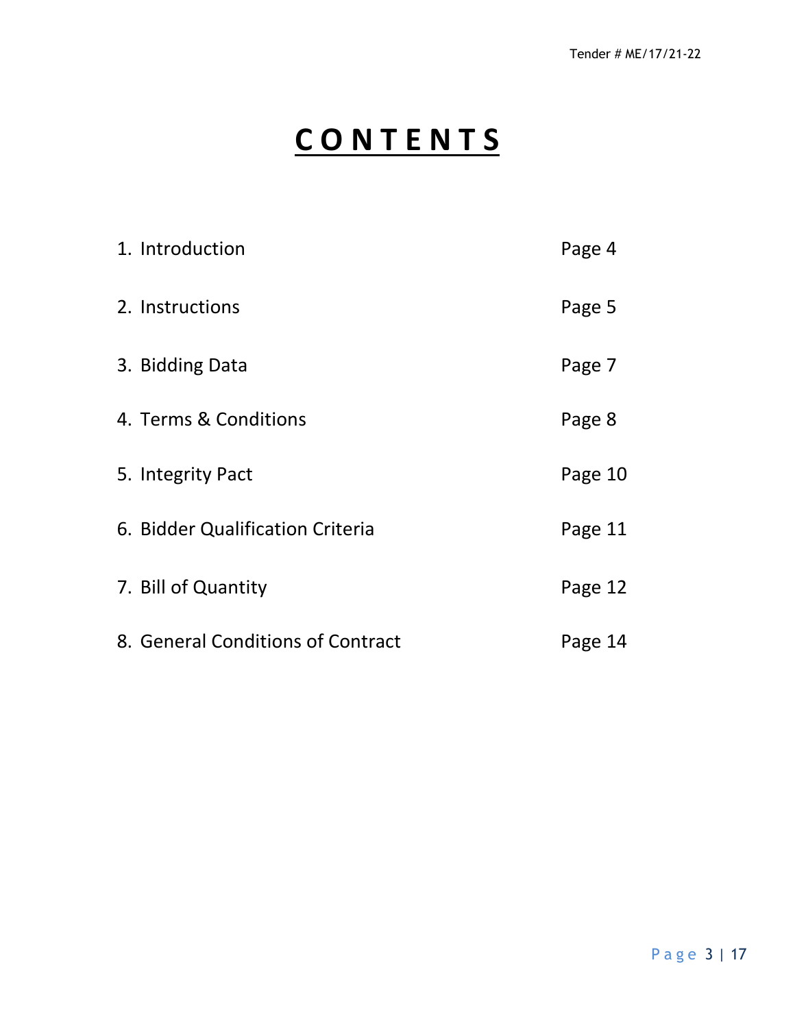# CONTENTS

| | |
|---|---|
| 1. Introduction | Page 4 |
| 2. Instructions | Page 5 |
| 3. Bidding Data | Page 7 |
| 4. Terms & Conditions | Page 8 |
| 5. Integrity Pact | Page 10 |
| 6. Bidder Qualification Criteria | Page 11 |
| 7. Bill of Quantity | Page 12 |
| 8. General Conditions of Contract | Page 14 |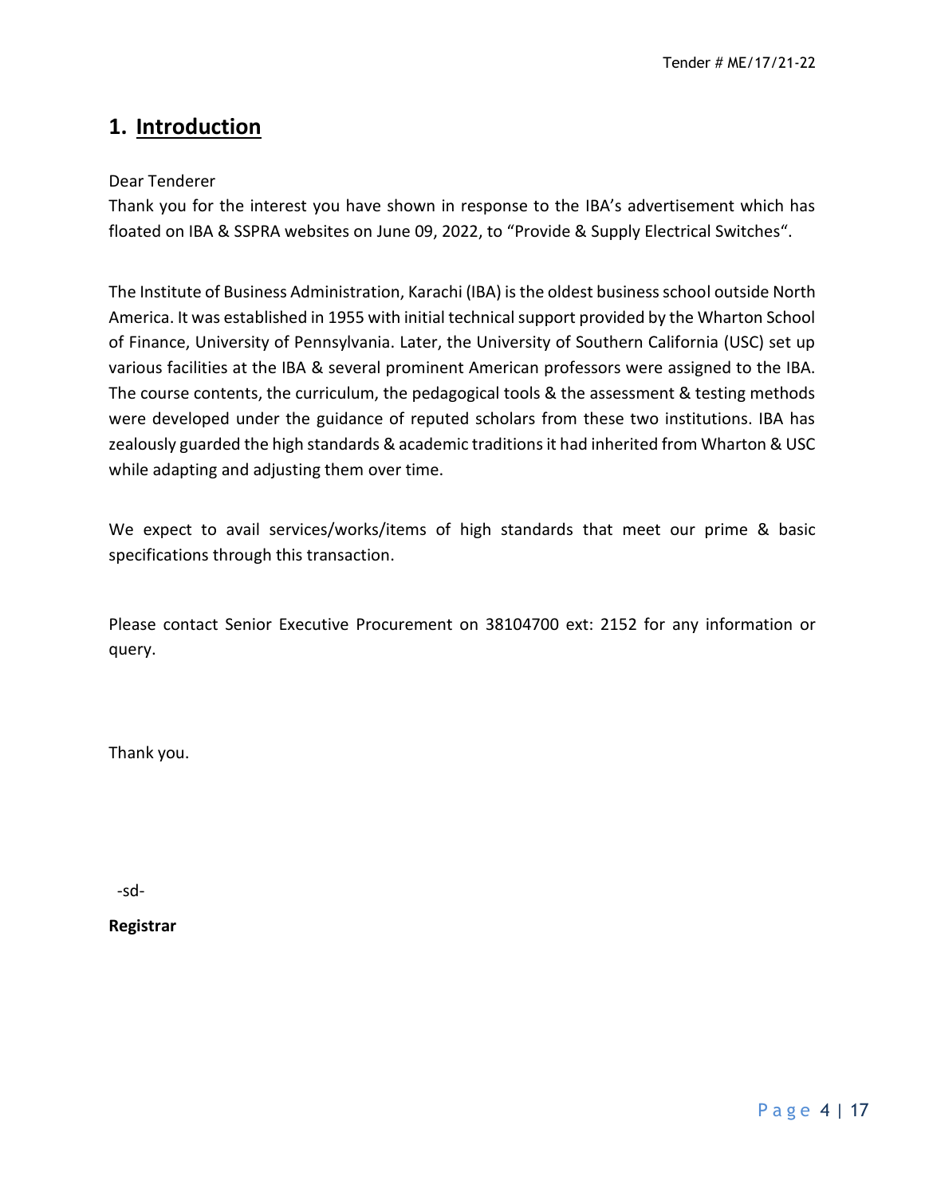# 1. Introduction

Dear Tenderer

Thank you for the interest you have shown in response to the IBA's advertisement which has floated on IBA & SSPRA websites on June 09, 2022, to "Provide & Supply Electrical Switches".

The Institute of Business Administration, Karachi (IBA) is the oldest business school outside North America. It was established in 1955 with initial technical support provided by the Wharton School of Finance, University of Pennsylvania. Later, the University of Southern California (USC) set up various facilities at the IBA & several prominent American professors were assigned to the IBA. The course contents, the curriculum, the pedagogical tools & the assessment & testing methods were developed under the guidance of reputed scholars from these two institutions. IBA has zealously guarded the high standards & academic traditions it had inherited from Wharton & USC while adapting and adjusting them over time.

We expect to avail services/works/items of high standards that meet our prime & basic specifications through this transaction.

Please contact Senior Executive Procurement on 38104700 ext: 2152 for any information or query.

Thank you.

-sd-

**Registrar**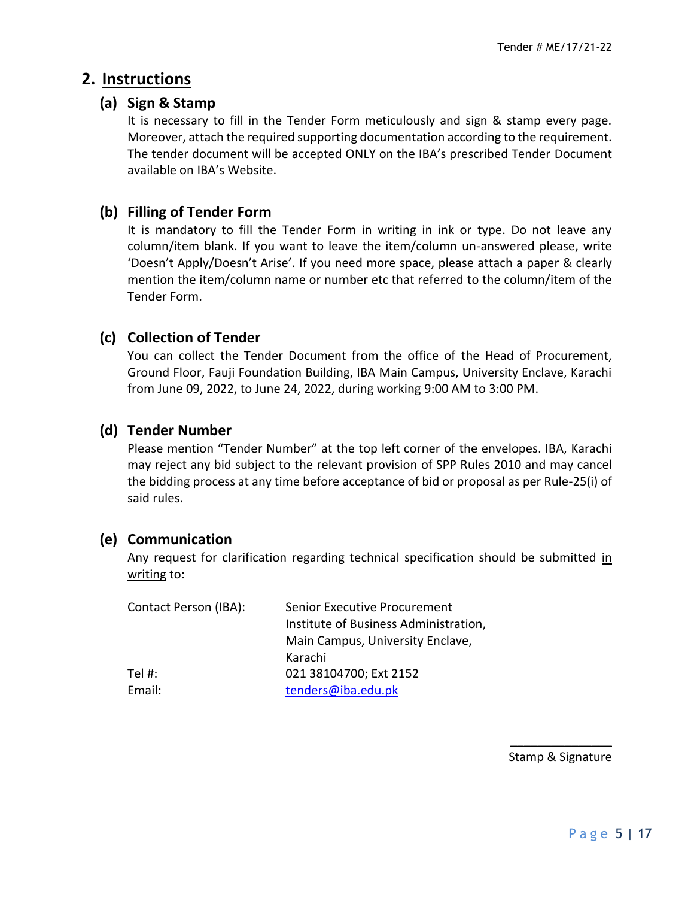## 2. Instructions

### (a) Sign & Stamp

It is necessary to fill in the Tender Form meticulously and sign & stamp every page. Moreover, attach the required supporting documentation according to the requirement. The tender document will be accepted ONLY on the IBA's prescribed Tender Document available on IBA's Website.

### (b) Filling of Tender Form

It is mandatory to fill the Tender Form in writing in ink or type. Do not leave any column/item blank. If you want to leave the item/column un-answered please, write 'Doesn't Apply/Doesn't Arise'. If you need more space, please attach a paper & clearly mention the item/column name or number etc that referred to the column/item of the Tender Form.

### (c) Collection of Tender

You can collect the Tender Document from the office of the Head of Procurement, Ground Floor, Fauji Foundation Building, IBA Main Campus, University Enclave, Karachi from June 09, 2022, to June 24, 2022, during working 9:00 AM to 3:00 PM.

### (d) Tender Number

Please mention "Tender Number" at the top left corner of the envelopes. IBA, Karachi may reject any bid subject to the relevant provision of SPP Rules 2010 and may cancel the bidding process at any time before acceptance of bid or proposal as per Rule-25(i) of said rules.

### (e) Communication

Any request for clarification regarding technical specification should be submitted in writing to:

| | |
|---|---|
| Contact Person (IBA): | Senior Executive Procurement<br>Institute of Business Administration,<br>Main Campus, University Enclave,<br>Karachi |
| Tel #: | 021 38104700; Ext 2152 |
| Email: | tenders@iba.edu.pk |

Stamp & Signature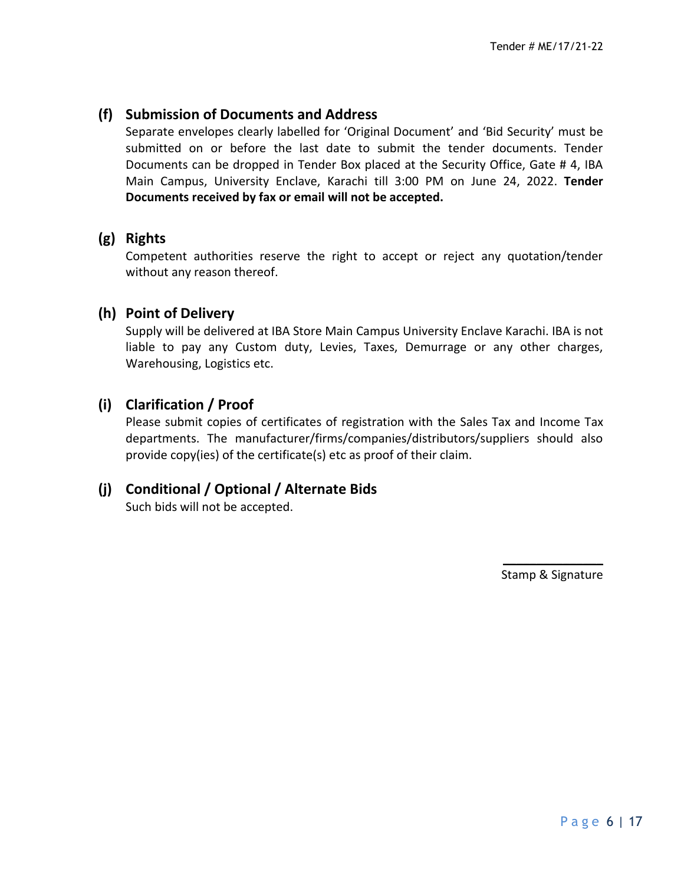### (f) Submission of Documents and Address

Separate envelopes clearly labelled for 'Original Document' and 'Bid Security' must be submitted on or before the last date to submit the tender documents. Tender Documents can be dropped in Tender Box placed at the Security Office, Gate # 4, IBA Main Campus, University Enclave, Karachi till 3:00 PM on June 24, 2022. **Tender Documents received by fax or email will not be accepted.**

### (g) Rights

Competent authorities reserve the right to accept or reject any quotation/tender without any reason thereof.

### (h) Point of Delivery

Supply will be delivered at IBA Store Main Campus University Enclave Karachi. IBA is not liable to pay any Custom duty, Levies, Taxes, Demurrage or any other charges, Warehousing, Logistics etc.

### (i) Clarification / Proof

Please submit copies of certificates of registration with the Sales Tax and Income Tax departments. The manufacturer/firms/companies/distributors/suppliers should also provide copy(ies) of the certificate(s) etc as proof of their claim.

### (j) Conditional / Optional / Alternate Bids

Such bids will not be accepted.

Stamp & Signature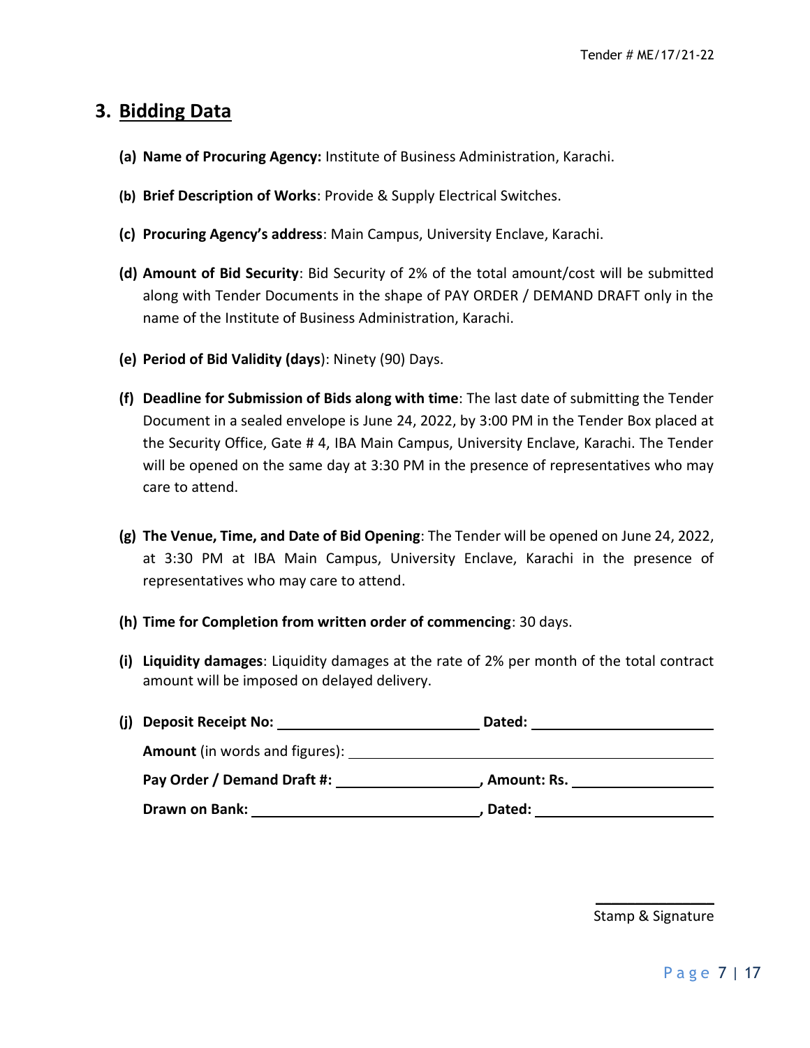## 3. Bidding Data

**(a) Name of Procuring Agency:** Institute of Business Administration, Karachi.

**(b) Brief Description of Works**: Provide & Supply Electrical Switches.

**(c) Procuring Agency's address**: Main Campus, University Enclave, Karachi.

**(d) Amount of Bid Security**: Bid Security of 2% of the total amount/cost will be submitted along with Tender Documents in the shape of PAY ORDER / DEMAND DRAFT only in the name of the Institute of Business Administration, Karachi.

**(e) Period of Bid Validity (days)**: Ninety (90) Days.

**(f) Deadline for Submission of Bids along with time**: The last date of submitting the Tender Document in a sealed envelope is June 24, 2022, by 3:00 PM in the Tender Box placed at the Security Office, Gate # 4, IBA Main Campus, University Enclave, Karachi. The Tender will be opened on the same day at 3:30 PM in the presence of representatives who may care to attend.

**(g) The Venue, Time, and Date of Bid Opening**: The Tender will be opened on June 24, 2022, at 3:30 PM at IBA Main Campus, University Enclave, Karachi in the presence of representatives who may care to attend.

**(h) Time for Completion from written order of commencing**: 30 days.

**(i) Liquidity damages**: Liquidity damages at the rate of 2% per month of the total contract amount will be imposed on delayed delivery.

**(j) Deposit Receipt No:** ____________________ **Dated:** ____________________

**Amount** (in words and figures): ________________________________________

**Pay Order / Demand Draft #:** ________________, **Amount: Rs.** ________________

**Drawn on Bank:** ________________________, **Dated:** ____________________

Stamp & Signature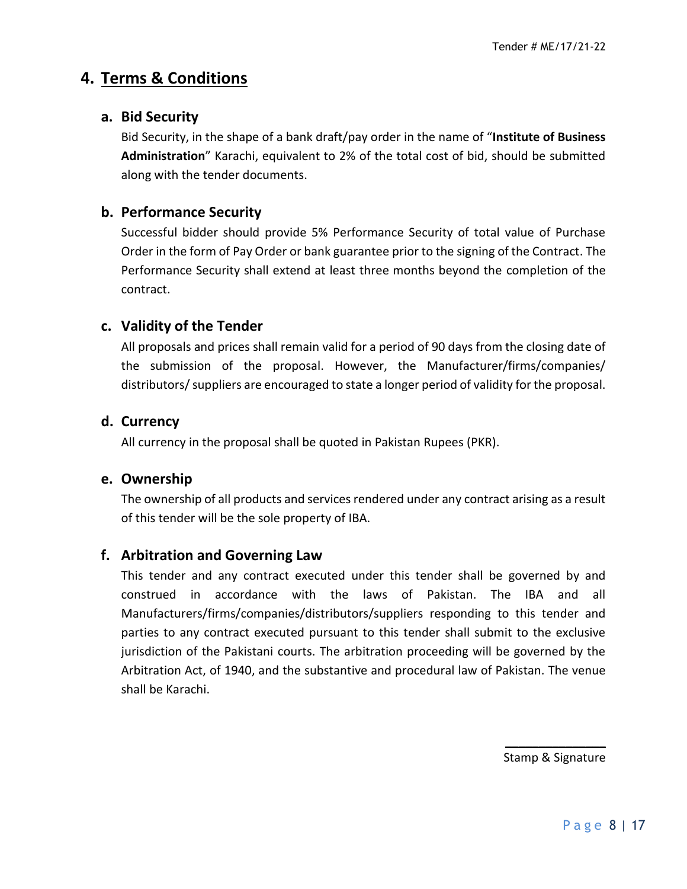## 4. Terms & Conditions

### a. Bid Security

Bid Security, in the shape of a bank draft/pay order in the name of "**Institute of Business Administration**" Karachi, equivalent to 2% of the total cost of bid, should be submitted along with the tender documents.

### b. Performance Security

Successful bidder should provide 5% Performance Security of total value of Purchase Order in the form of Pay Order or bank guarantee prior to the signing of the Contract. The Performance Security shall extend at least three months beyond the completion of the contract.

### c. Validity of the Tender

All proposals and prices shall remain valid for a period of 90 days from the closing date of the submission of the proposal. However, the Manufacturer/firms/companies/ distributors/ suppliers are encouraged to state a longer period of validity for the proposal.

### d. Currency

All currency in the proposal shall be quoted in Pakistan Rupees (PKR).

### e. Ownership

The ownership of all products and services rendered under any contract arising as a result of this tender will be the sole property of IBA.

### f. Arbitration and Governing Law

This tender and any contract executed under this tender shall be governed by and construed in accordance with the laws of Pakistan. The IBA and all Manufacturers/firms/companies/distributors/suppliers responding to this tender and parties to any contract executed pursuant to this tender shall submit to the exclusive jurisdiction of the Pakistani courts. The arbitration proceeding will be governed by the Arbitration Act, of 1940, and the substantive and procedural law of Pakistan. The venue shall be Karachi.

Stamp & Signature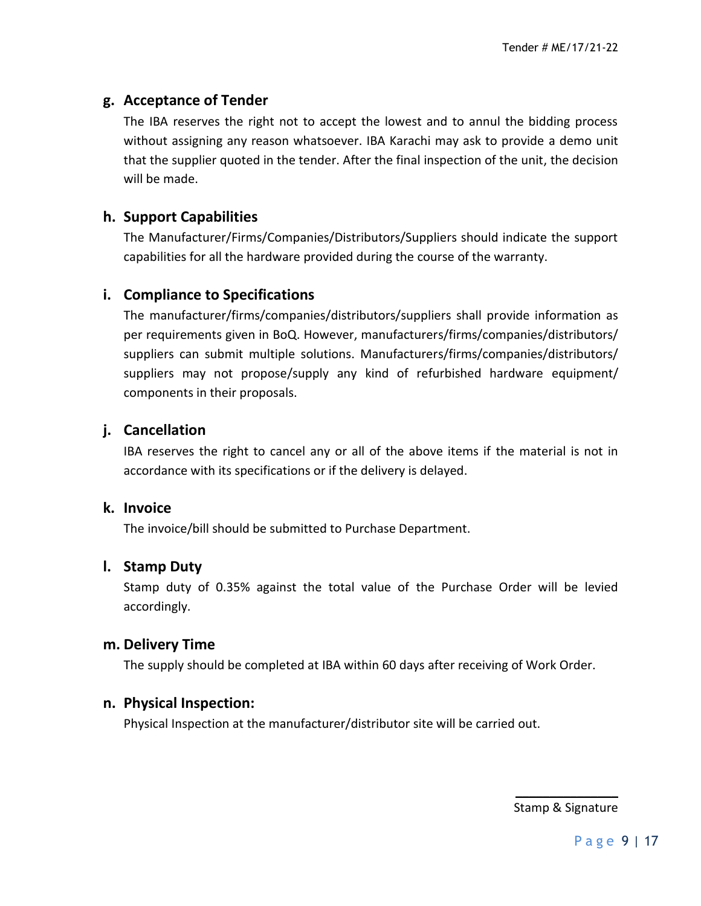### g. Acceptance of Tender

The IBA reserves the right not to accept the lowest and to annul the bidding process without assigning any reason whatsoever. IBA Karachi may ask to provide a demo unit that the supplier quoted in the tender. After the final inspection of the unit, the decision will be made.

### h. Support Capabilities

The Manufacturer/Firms/Companies/Distributors/Suppliers should indicate the support capabilities for all the hardware provided during the course of the warranty.

### i. Compliance to Specifications

The manufacturer/firms/companies/distributors/suppliers shall provide information as per requirements given in BoQ. However, manufacturers/firms/companies/distributors/ suppliers can submit multiple solutions. Manufacturers/firms/companies/distributors/ suppliers may not propose/supply any kind of refurbished hardware equipment/ components in their proposals.

### j. Cancellation

IBA reserves the right to cancel any or all of the above items if the material is not in accordance with its specifications or if the delivery is delayed.

### k. Invoice

The invoice/bill should be submitted to Purchase Department.

### l. Stamp Duty

Stamp duty of 0.35% against the total value of the Purchase Order will be levied accordingly.

### m. Delivery Time

The supply should be completed at IBA within 60 days after receiving of Work Order.

### n. Physical Inspection:

Physical Inspection at the manufacturer/distributor site will be carried out.

Stamp & Signature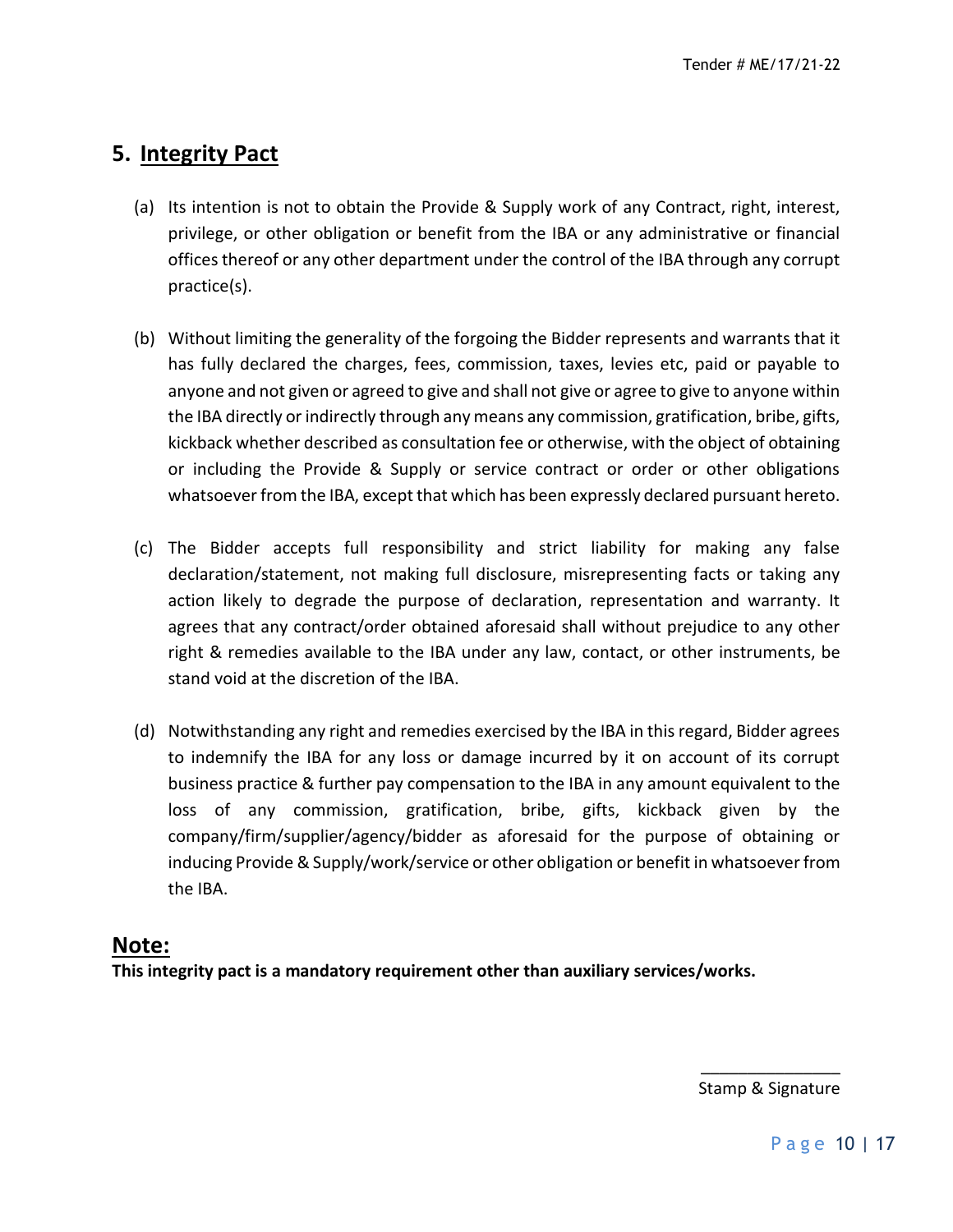## 5. Integrity Pact

(a) Its intention is not to obtain the Provide & Supply work of any Contract, right, interest, privilege, or other obligation or benefit from the IBA or any administrative or financial offices thereof or any other department under the control of the IBA through any corrupt practice(s).

(b) Without limiting the generality of the forgoing the Bidder represents and warrants that it has fully declared the charges, fees, commission, taxes, levies etc, paid or payable to anyone and not given or agreed to give and shall not give or agree to give to anyone within the IBA directly or indirectly through any means any commission, gratification, bribe, gifts, kickback whether described as consultation fee or otherwise, with the object of obtaining or including the Provide & Supply or service contract or order or other obligations whatsoever from the IBA, except that which has been expressly declared pursuant hereto.

(c) The Bidder accepts full responsibility and strict liability for making any false declaration/statement, not making full disclosure, misrepresenting facts or taking any action likely to degrade the purpose of declaration, representation and warranty. It agrees that any contract/order obtained aforesaid shall without prejudice to any other right & remedies available to the IBA under any law, contact, or other instruments, be stand void at the discretion of the IBA.

(d) Notwithstanding any right and remedies exercised by the IBA in this regard, Bidder agrees to indemnify the IBA for any loss or damage incurred by it on account of its corrupt business practice & further pay compensation to the IBA in any amount equivalent to the loss of any commission, gratification, bribe, gifts, kickback given by the company/firm/supplier/agency/bidder as aforesaid for the purpose of obtaining or inducing Provide & Supply/work/service or other obligation or benefit in whatsoever from the IBA.

## Note:

**This integrity pact is a mandatory requirement other than auxiliary services/works.**

\_\_\_\_\_\_\_\_\_\_\_\_\_\_\_\_

Stamp & Signature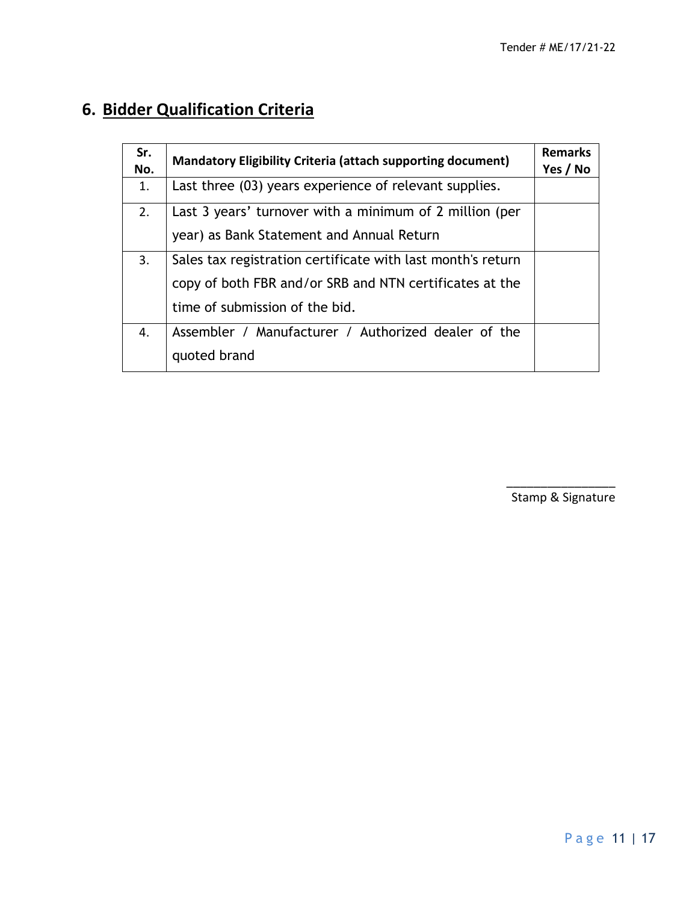## 6. Bidder Qualification Criteria

| Sr. No. | Mandatory Eligibility Criteria (attach supporting document) | Remarks Yes / No |
|---|---|---|
| 1. | Last three (03) years experience of relevant supplies. | |
| 2. | Last 3 years' turnover with a minimum of 2 million (per year) as Bank Statement and Annual Return | |
| 3. | Sales tax registration certificate with last month's return copy of both FBR and/or SRB and NTN certificates at the time of submission of the bid. | |
| 4. | Assembler / Manufacturer / Authorized dealer of the quoted brand | |

_________________
Stamp & Signature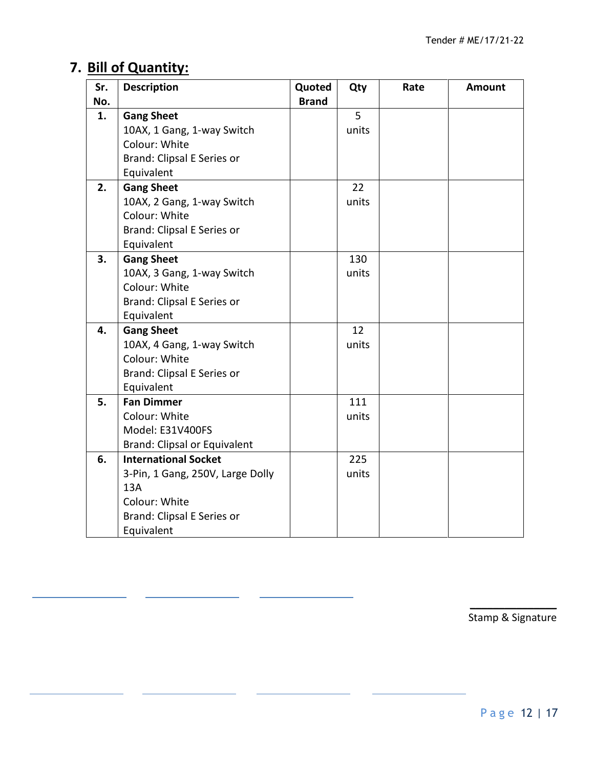## 7. Bill of Quantity:

| Sr. No. | Description | Quoted Brand | Qty | Rate | Amount |
|---|---|---|---|---|---|
| 1. | **Gang Sheet**<br>10AX, 1 Gang, 1-way Switch<br>Colour: White<br>Brand: Clipsal E Series or Equivalent | | 5 units | | |
| 2. | **Gang Sheet**<br>10AX, 2 Gang, 1-way Switch<br>Colour: White<br>Brand: Clipsal E Series or Equivalent | | 22 units | | |
| 3. | **Gang Sheet**<br>10AX, 3 Gang, 1-way Switch<br>Colour: White<br>Brand: Clipsal E Series or Equivalent | | 130 units | | |
| 4. | **Gang Sheet**<br>10AX, 4 Gang, 1-way Switch<br>Colour: White<br>Brand: Clipsal E Series or Equivalent | | 12 units | | |
| 5. | **Fan Dimmer**<br>Colour: White<br>Model: E31V400FS<br>Brand: Clipsal or Equivalent | | 111 units | | |
| 6. | **International Socket**<br>3-Pin, 1 Gang, 250V, Large Dolly 13A<br>Colour: White<br>Brand: Clipsal E Series or Equivalent | | 225 units | | |

Stamp & Signature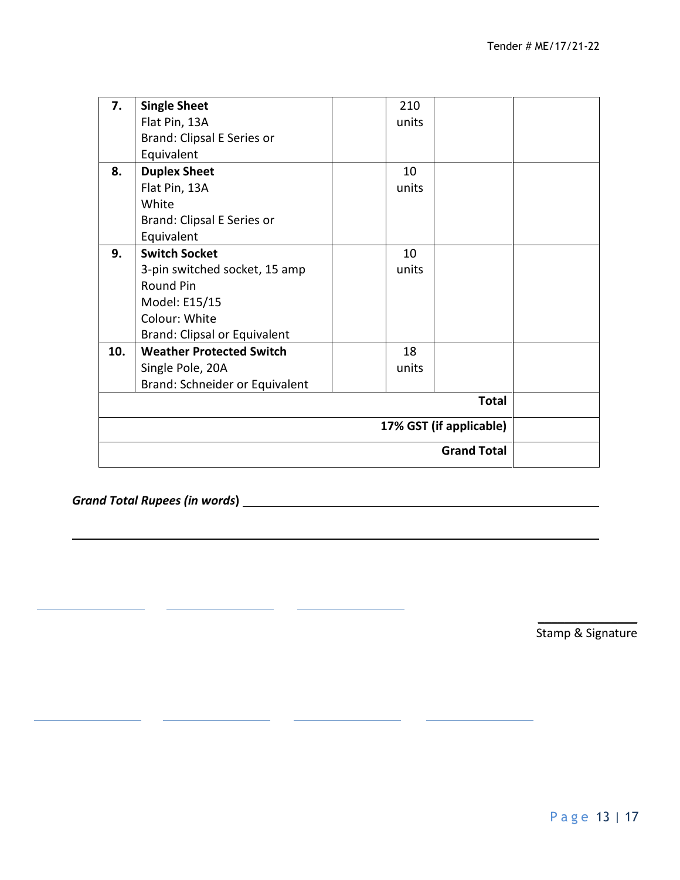| 7. | **Single Sheet**<br>Flat Pin, 13A<br>Brand: Clipsal E Series or Equivalent | | 210 units | | |
|---|---|---|---|---|---|
| 8. | **Duplex Sheet**<br>Flat Pin, 13A<br>White<br>Brand: Clipsal E Series or Equivalent | | 10 units | | |
| 9. | **Switch Socket**<br>3-pin switched socket, 15 amp<br>Round Pin<br>Model: E15/15<br>Colour: White<br>Brand: Clipsal or Equivalent | | 10 units | | |
| 10. | **Weather Protected Switch**<br>Single Pole, 20A<br>Brand: Schneider or Equivalent | | 18 units | | |
| | | | | **Total** | |
| | | | | **17% GST (if applicable)** | |
| | | | | **Grand Total** | |

***Grand Total Rupees (in words)*** ________________________________________________

________________________________________________________________

Stamp & Signature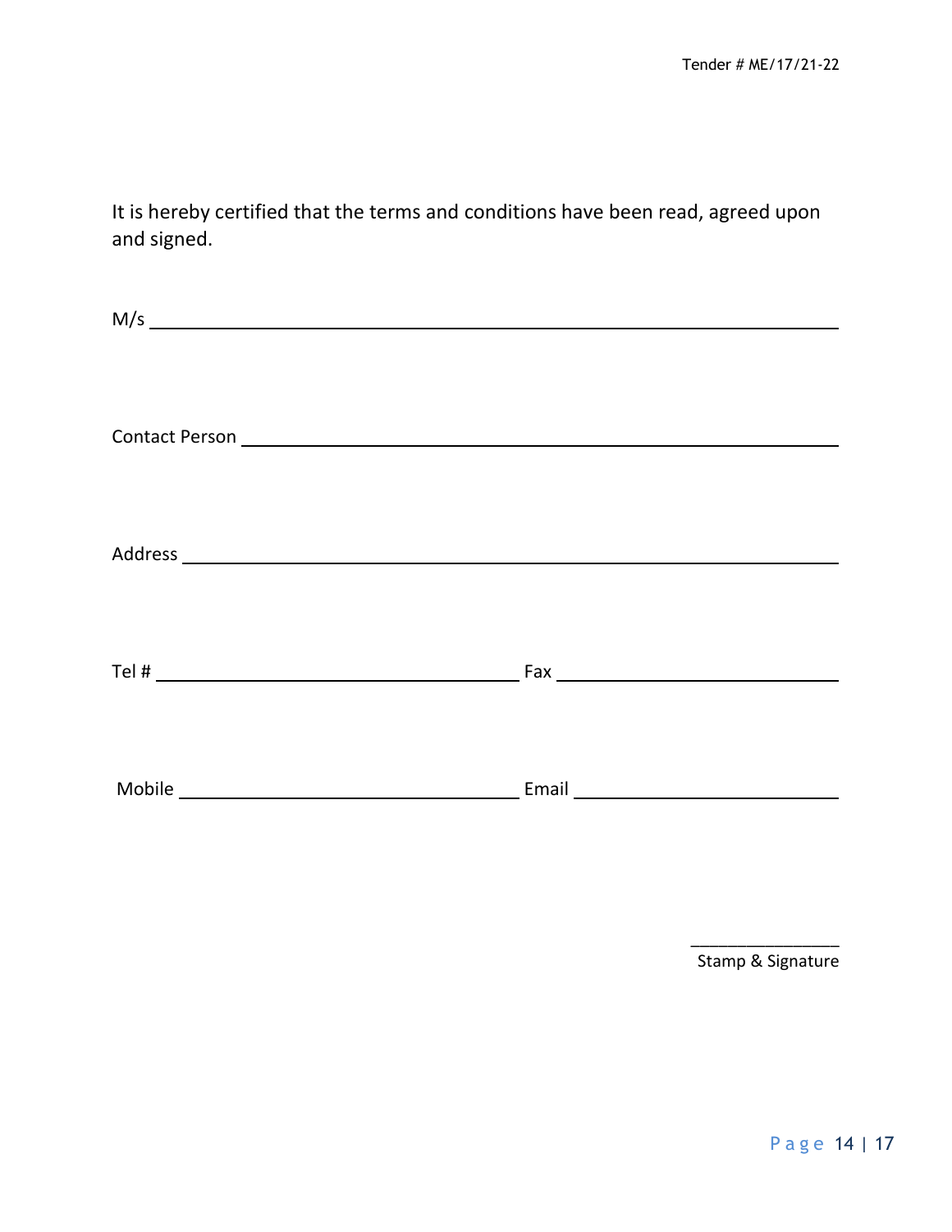It is hereby certified that the terms and conditions have been read, agreed upon and signed.

M/s ______________________________________________________________

Contact Person ______________________________________________________

Address ___________________________________________________________

Tel # ________________________________ Fax __________________________

Mobile ______________________________ Email _________________________

________________

Stamp & Signature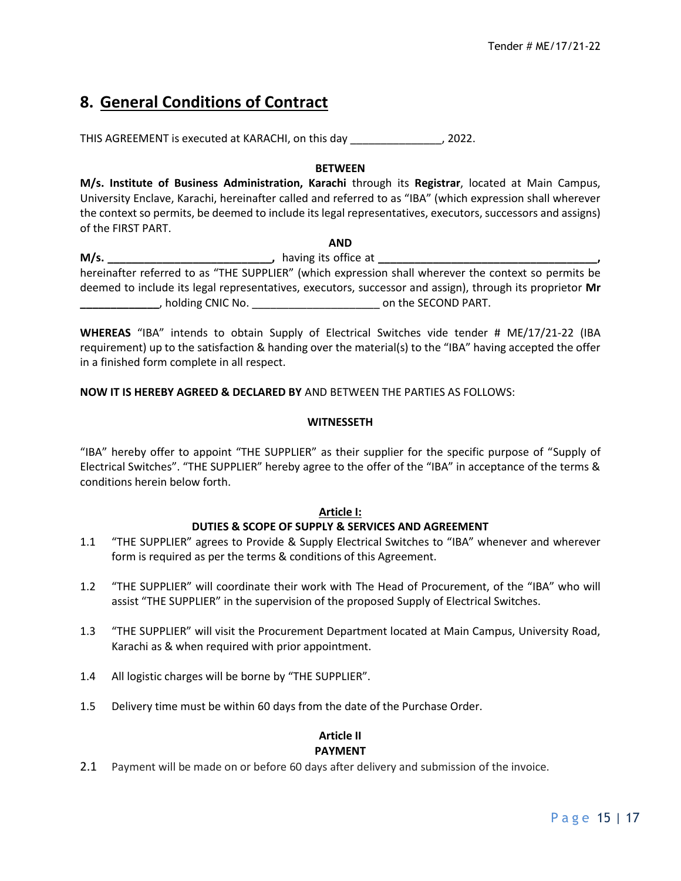## 8. <u>General Conditions of Contract</u>

THIS AGREEMENT is executed at KARACHI, on this day _______________, 2022.

**BETWEEN**

**M/s. Institute of Business Administration, Karachi** through its **Registrar**, located at Main Campus, University Enclave, Karachi, hereinafter called and referred to as "IBA" (which expression shall wherever the context so permits, be deemed to include its legal representatives, executors, successors and assigns) of the FIRST PART.

**AND**

**M/s. ___________________________,** having its office at **____________________________________,** hereinafter referred to as "THE SUPPLIER" (which expression shall wherever the context so permits be deemed to include its legal representatives, executors, successor and assign), through its proprietor **Mr _____________**, holding CNIC No. _____________________ on the SECOND PART.

**WHEREAS** "IBA" intends to obtain Supply of Electrical Switches vide tender # ME/17/21-22 (IBA requirement) up to the satisfaction & handing over the material(s) to the "IBA" having accepted the offer in a finished form complete in all respect.

**NOW IT IS HEREBY AGREED & DECLARED BY** AND BETWEEN THE PARTIES AS FOLLOWS:

**WITNESSETH**

"IBA" hereby offer to appoint "THE SUPPLIER" as their supplier for the specific purpose of "Supply of Electrical Switches". "THE SUPPLIER" hereby agree to the offer of the "IBA" in acceptance of the terms & conditions herein below forth.

**<u>Article I:</u>**

**DUTIES & SCOPE OF SUPPLY & SERVICES AND AGREEMENT**

1.1 "THE SUPPLIER" agrees to Provide & Supply Electrical Switches to "IBA" whenever and wherever form is required as per the terms & conditions of this Agreement.

1.2 "THE SUPPLIER" will coordinate their work with The Head of Procurement, of the "IBA" who will assist "THE SUPPLIER" in the supervision of the proposed Supply of Electrical Switches.

1.3 "THE SUPPLIER" will visit the Procurement Department located at Main Campus, University Road, Karachi as & when required with prior appointment.

1.4 All logistic charges will be borne by "THE SUPPLIER".

1.5 Delivery time must be within 60 days from the date of the Purchase Order.

**Article II**

**PAYMENT**

2.1 Payment will be made on or before 60 days after delivery and submission of the invoice.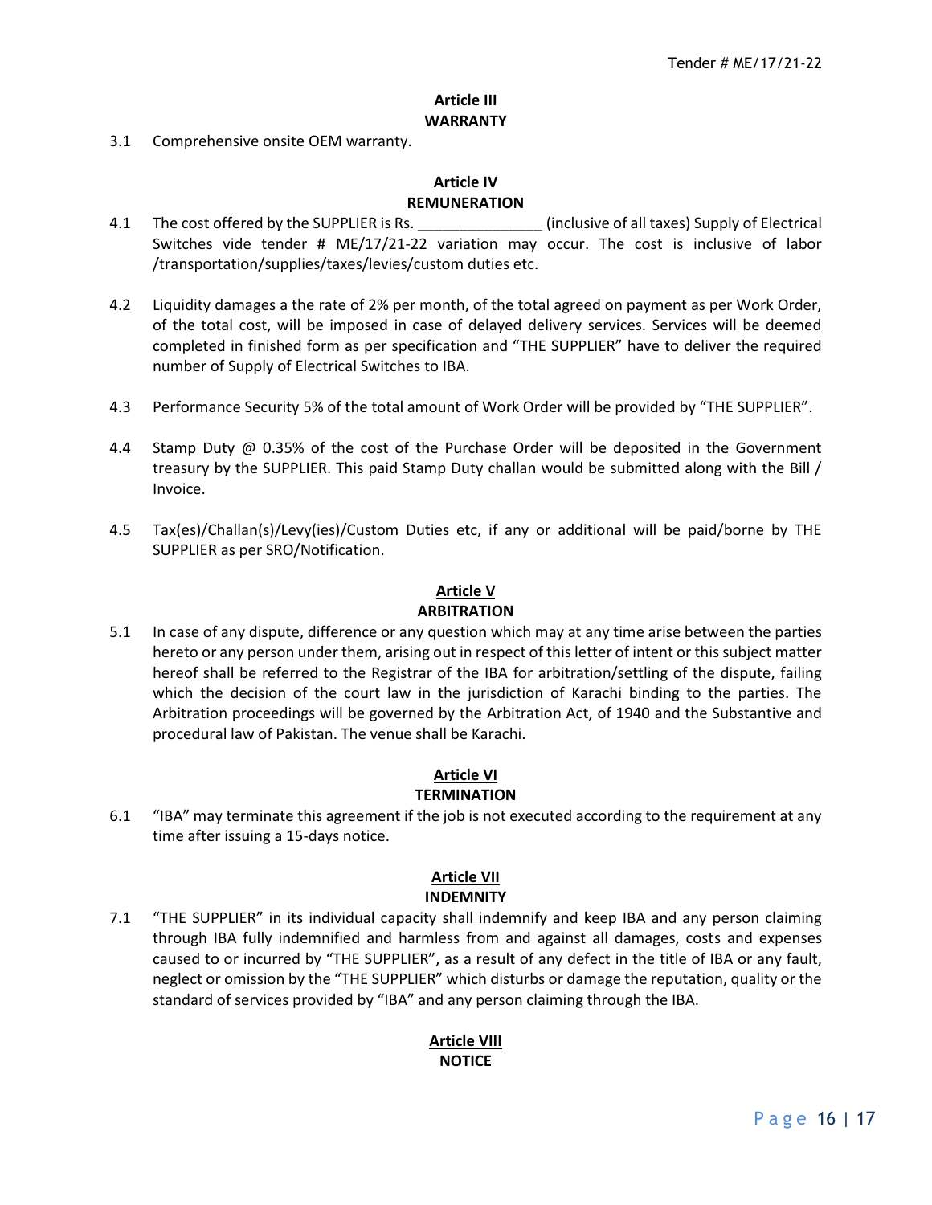**Article III**
**WARRANTY**

3.1 Comprehensive onsite OEM warranty.

**Article IV**
**REMUNERATION**

4.1 The cost offered by the SUPPLIER is Rs. _______________ (inclusive of all taxes) Supply of Electrical Switches vide tender # ME/17/21-22 variation may occur. The cost is inclusive of labor /transportation/supplies/taxes/levies/custom duties etc.

4.2 Liquidity damages a the rate of 2% per month, of the total agreed on payment as per Work Order, of the total cost, will be imposed in case of delayed delivery services. Services will be deemed completed in finished form as per specification and "THE SUPPLIER" have to deliver the required number of Supply of Electrical Switches to IBA.

4.3 Performance Security 5% of the total amount of Work Order will be provided by "THE SUPPLIER".

4.4 Stamp Duty @ 0.35% of the cost of the Purchase Order will be deposited in the Government treasury by the SUPPLIER. This paid Stamp Duty challan would be submitted along with the Bill / Invoice.

4.5 Tax(es)/Challan(s)/Levy(ies)/Custom Duties etc, if any or additional will be paid/borne by THE SUPPLIER as per SRO/Notification.

**Article V**
**ARBITRATION**

5.1 In case of any dispute, difference or any question which may at any time arise between the parties hereto or any person under them, arising out in respect of this letter of intent or this subject matter hereof shall be referred to the Registrar of the IBA for arbitration/settling of the dispute, failing which the decision of the court law in the jurisdiction of Karachi binding to the parties. The Arbitration proceedings will be governed by the Arbitration Act, of 1940 and the Substantive and procedural law of Pakistan. The venue shall be Karachi.

**Article VI**
**TERMINATION**

6.1 "IBA" may terminate this agreement if the job is not executed according to the requirement at any time after issuing a 15-days notice.

**Article VII**
**INDEMNITY**

7.1 "THE SUPPLIER" in its individual capacity shall indemnify and keep IBA and any person claiming through IBA fully indemnified and harmless from and against all damages, costs and expenses caused to or incurred by "THE SUPPLIER", as a result of any defect in the title of IBA or any fault, neglect or omission by the "THE SUPPLIER" which disturbs or damage the reputation, quality or the standard of services provided by "IBA" and any person claiming through the IBA.

**Article VIII**
**NOTICE**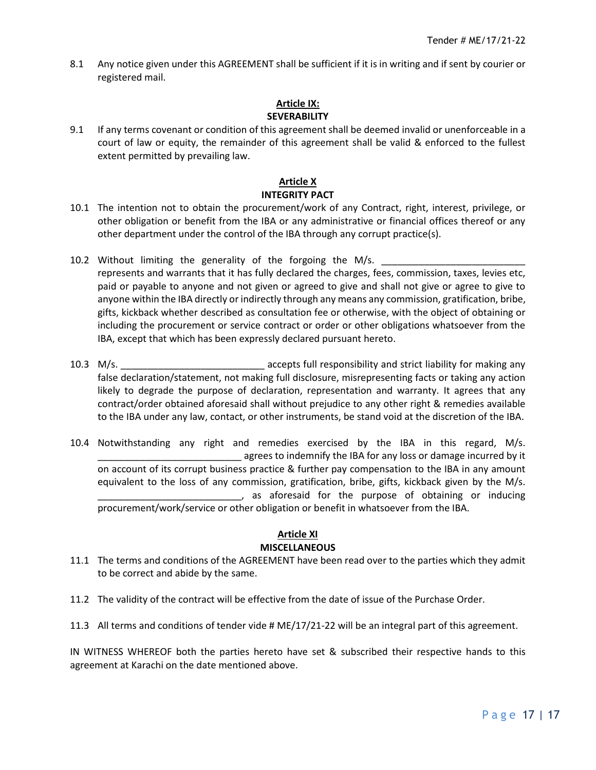8.1 Any notice given under this AGREEMENT shall be sufficient if it is in writing and if sent by courier or registered mail.

## **Article IX:**
## **SEVERABILITY**

9.1 If any terms covenant or condition of this agreement shall be deemed invalid or unenforceable in a court of law or equity, the remainder of this agreement shall be valid & enforced to the fullest extent permitted by prevailing law.

## **Article X**
## **INTEGRITY PACT**

10.1 The intention not to obtain the procurement/work of any Contract, right, interest, privilege, or other obligation or benefit from the IBA or any administrative or financial offices thereof or any other department under the control of the IBA through any corrupt practice(s).

10.2 Without limiting the generality of the forgoing the M/s. ___________________________ represents and warrants that it has fully declared the charges, fees, commission, taxes, levies etc, paid or payable to anyone and not given or agreed to give and shall not give or agree to give to anyone within the IBA directly or indirectly through any means any commission, gratification, bribe, gifts, kickback whether described as consultation fee or otherwise, with the object of obtaining or including the procurement or service contract or order or other obligations whatsoever from the IBA, except that which has been expressly declared pursuant hereto.

10.3 M/s. ___________________________ accepts full responsibility and strict liability for making any false declaration/statement, not making full disclosure, misrepresenting facts or taking any action likely to degrade the purpose of declaration, representation and warranty. It agrees that any contract/order obtained aforesaid shall without prejudice to any other right & remedies available to the IBA under any law, contact, or other instruments, be stand void at the discretion of the IBA.

10.4 Notwithstanding any right and remedies exercised by the IBA in this regard, M/s. ___________________________ agrees to indemnify the IBA for any loss or damage incurred by it on account of its corrupt business practice & further pay compensation to the IBA in any amount equivalent to the loss of any commission, gratification, bribe, gifts, kickback given by the M/s. ___________________________, as aforesaid for the purpose of obtaining or inducing procurement/work/service or other obligation or benefit in whatsoever from the IBA.

## **Article XI**
## **MISCELLANEOUS**

11.1 The terms and conditions of the AGREEMENT have been read over to the parties which they admit to be correct and abide by the same.

11.2 The validity of the contract will be effective from the date of issue of the Purchase Order.

11.3 All terms and conditions of tender vide # ME/17/21-22 will be an integral part of this agreement.

IN WITNESS WHEREOF both the parties hereto have set & subscribed their respective hands to this agreement at Karachi on the date mentioned above.